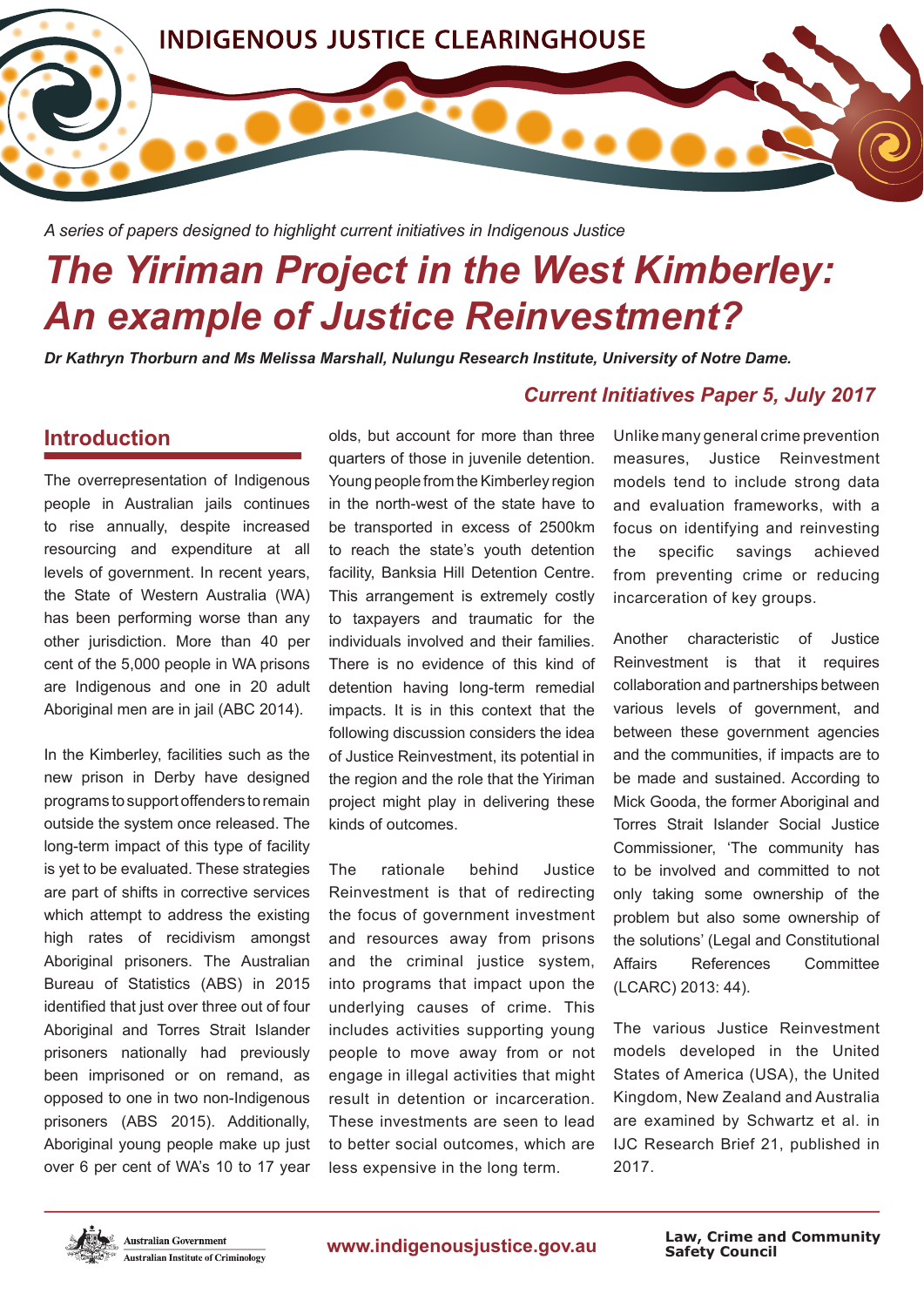INDIGENOUS JUSTICE CLEARINGHOUSE

*A series of papers designed to highlight current initiatives in Indigenous Justice*

# The Yiriman Project in the West Kimberley: An example of Justice Reinvestment?

***Dr Kathryn Thorburn and Ms Melissa Marshall, Nulungu Research Institute, University of Notre Dame.***

***Current Initiatives Paper 5, July 2017***

## Introduction

The overrepresentation of Indigenous people in Australian jails continues to rise annually, despite increased resourcing and expenditure at all levels of government. In recent years, the State of Western Australia (WA) has been performing worse than any other jurisdiction. More than 40 per cent of the 5,000 people in WA prisons are Indigenous and one in 20 adult Aboriginal men are in jail (ABC 2014).

In the Kimberley, facilities such as the new prison in Derby have designed programs to support offenders to remain outside the system once released. The long-term impact of this type of facility is yet to be evaluated. These strategies are part of shifts in corrective services which attempt to address the existing high rates of recidivism amongst Aboriginal prisoners. The Australian Bureau of Statistics (ABS) in 2015 identified that just over three out of four Aboriginal and Torres Strait Islander prisoners nationally had previously been imprisoned or on remand, as opposed to one in two non-Indigenous prisoners (ABS 2015). Additionally, Aboriginal young people make up just over 6 per cent of WA's 10 to 17 year olds, but account for more than three quarters of those in juvenile detention. Young people from the Kimberley region in the north-west of the state have to be transported in excess of 2500km to reach the state's youth detention facility, Banksia Hill Detention Centre. This arrangement is extremely costly to taxpayers and traumatic for the individuals involved and their families. There is no evidence of this kind of detention having long-term remedial impacts. It is in this context that the following discussion considers the idea of Justice Reinvestment, its potential in the region and the role that the Yiriman project might play in delivering these kinds of outcomes.

The rationale behind Justice Reinvestment is that of redirecting the focus of government investment and resources away from prisons and the criminal justice system, into programs that impact upon the underlying causes of crime. This includes activities supporting young people to move away from or not engage in illegal activities that might result in detention or incarceration. These investments are seen to lead to better social outcomes, which are less expensive in the long term.

Unlike many general crime prevention measures, Justice Reinvestment models tend to include strong data and evaluation frameworks, with a focus on identifying and reinvesting the specific savings achieved from preventing crime or reducing incarceration of key groups.

Another characteristic of Justice Reinvestment is that it requires collaboration and partnerships between various levels of government, and between these government agencies and the communities, if impacts are to be made and sustained. According to Mick Gooda, the former Aboriginal and Torres Strait Islander Social Justice Commissioner, 'The community has to be involved and committed to not only taking some ownership of the problem but also some ownership of the solutions' (Legal and Constitutional Affairs References Committee (LCARC) 2013: 44).

The various Justice Reinvestment models developed in the United States of America (USA), the United Kingdom, New Zealand and Australia are examined by Schwartz et al. in IJC Research Brief 21, published in 2017.

Australian Government — Australian Institute of Criminology | www.indigenousjustice.gov.au | Law, Crime and Community Safety Council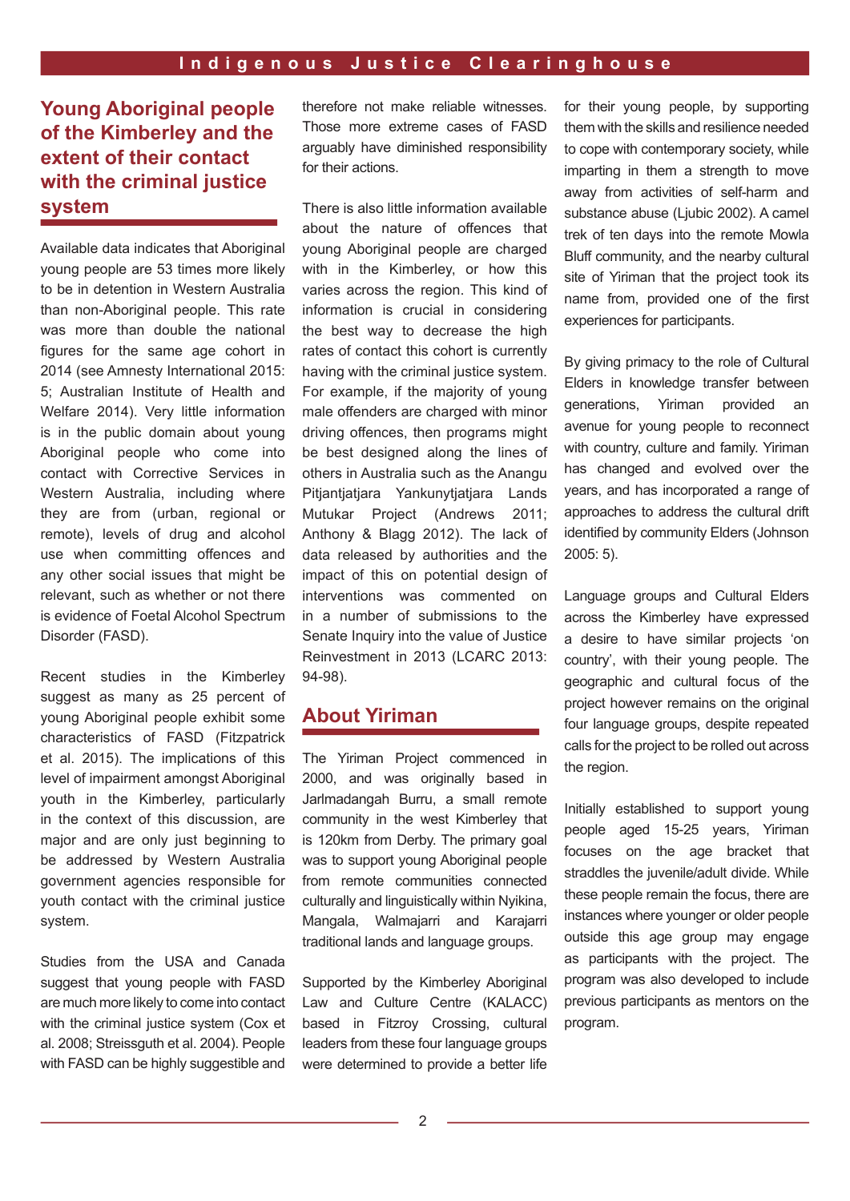## Young Aboriginal people of the Kimberley and the extent of their contact with the criminal justice system

Available data indicates that Aboriginal young people are 53 times more likely to be in detention in Western Australia than non-Aboriginal people. This rate was more than double the national figures for the same age cohort in 2014 (see Amnesty International 2015: 5; Australian Institute of Health and Welfare 2014). Very little information is in the public domain about young Aboriginal people who come into contact with Corrective Services in Western Australia, including where they are from (urban, regional or remote), levels of drug and alcohol use when committing offences and any other social issues that might be relevant, such as whether or not there is evidence of Foetal Alcohol Spectrum Disorder (FASD).

Recent studies in the Kimberley suggest as many as 25 percent of young Aboriginal people exhibit some characteristics of FASD (Fitzpatrick et al. 2015). The implications of this level of impairment amongst Aboriginal youth in the Kimberley, particularly in the context of this discussion, are major and are only just beginning to be addressed by Western Australia government agencies responsible for youth contact with the criminal justice system.

Studies from the USA and Canada suggest that young people with FASD are much more likely to come into contact with the criminal justice system (Cox et al. 2008; Streissguth et al. 2004). People with FASD can be highly suggestible and therefore not make reliable witnesses. Those more extreme cases of FASD arguably have diminished responsibility for their actions.

There is also little information available about the nature of offences that young Aboriginal people are charged with in the Kimberley, or how this varies across the region. This kind of information is crucial in considering the best way to decrease the high rates of contact this cohort is currently having with the criminal justice system. For example, if the majority of young male offenders are charged with minor driving offences, then programs might be best designed along the lines of others in Australia such as the Anangu Pitjantjatjara Yankunytjatjara Lands Mutukar Project (Andrews 2011; Anthony & Blagg 2012). The lack of data released by authorities and the impact of this on potential design of interventions was commented on in a number of submissions to the Senate Inquiry into the value of Justice Reinvestment in 2013 (LCARC 2013: 94-98).

## About Yiriman

The Yiriman Project commenced in 2000, and was originally based in Jarlmadangah Burru, a small remote community in the west Kimberley that is 120km from Derby. The primary goal was to support young Aboriginal people from remote communities connected culturally and linguistically within Nyikina, Mangala, Walmajarri and Karajarri traditional lands and language groups.

Supported by the Kimberley Aboriginal Law and Culture Centre (KALACC) based in Fitzroy Crossing, cultural leaders from these four language groups were determined to provide a better life for their young people, by supporting them with the skills and resilience needed to cope with contemporary society, while imparting in them a strength to move away from activities of self-harm and substance abuse (Ljubic 2002). A camel trek of ten days into the remote Mowla Bluff community, and the nearby cultural site of Yiriman that the project took its name from, provided one of the first experiences for participants.

By giving primacy to the role of Cultural Elders in knowledge transfer between generations, Yiriman provided an avenue for young people to reconnect with country, culture and family. Yiriman has changed and evolved over the years, and has incorporated a range of approaches to address the cultural drift identified by community Elders (Johnson 2005: 5).

Language groups and Cultural Elders across the Kimberley have expressed a desire to have similar projects 'on country', with their young people. The geographic and cultural focus of the project however remains on the original four language groups, despite repeated calls for the project to be rolled out across the region.

Initially established to support young people aged 15-25 years, Yiriman focuses on the age bracket that straddles the juvenile/adult divide. While these people remain the focus, there are instances where younger or older people outside this age group may engage as participants with the project. The program was also developed to include previous participants as mentors on the program.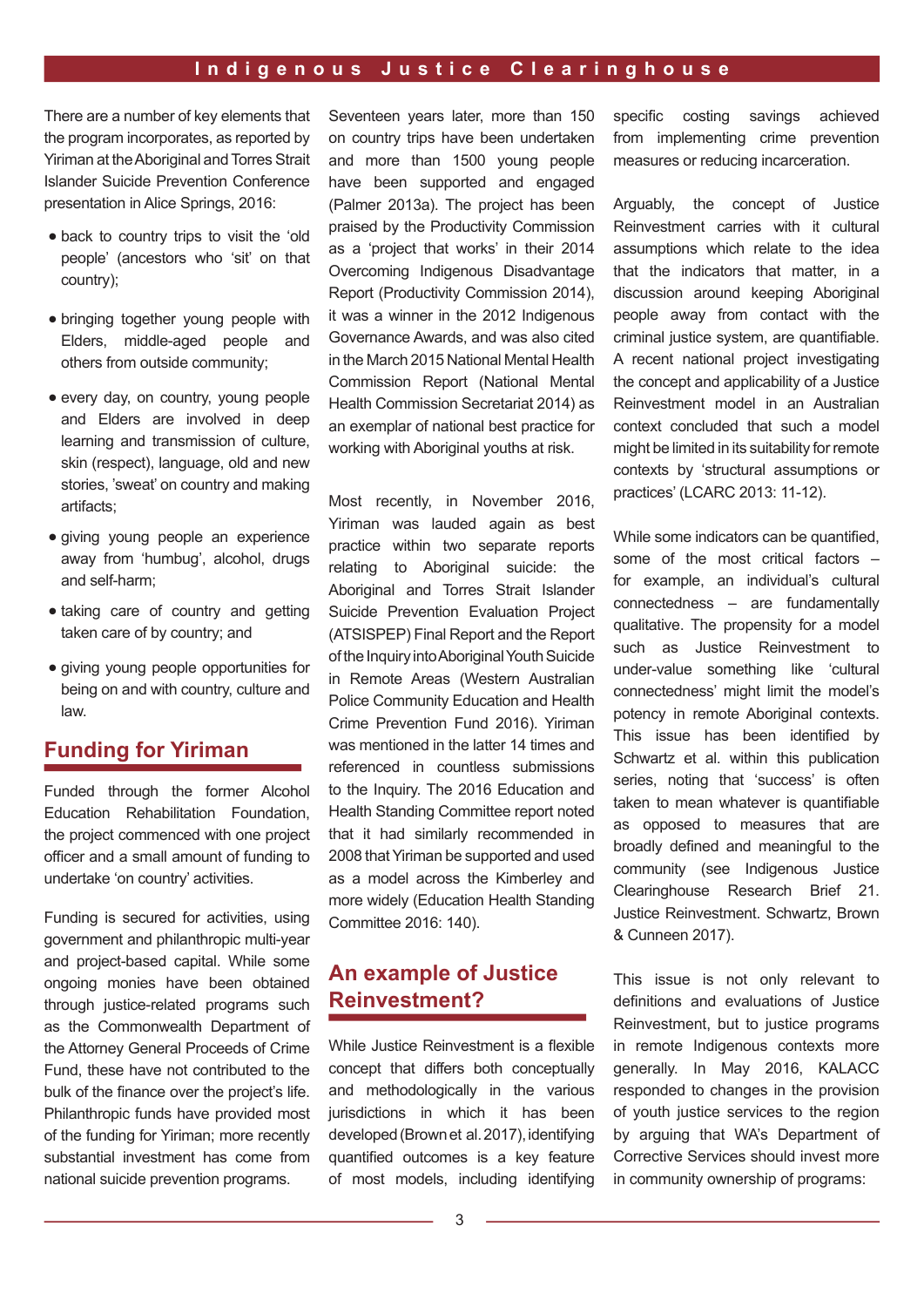There are a number of key elements that the program incorporates, as reported by Yiriman at the Aboriginal and Torres Strait Islander Suicide Prevention Conference presentation in Alice Springs, 2016:

- back to country trips to visit the 'old people' (ancestors who 'sit' on that country);
- bringing together young people with Elders, middle-aged people and others from outside community;
- every day, on country, young people and Elders are involved in deep learning and transmission of culture, skin (respect), language, old and new stories, 'sweat' on country and making artifacts;
- giving young people an experience away from 'humbug', alcohol, drugs and self-harm;
- taking care of country and getting taken care of by country; and
- giving young people opportunities for being on and with country, culture and law.

## Funding for Yiriman

Funded through the former Alcohol Education Rehabilitation Foundation, the project commenced with one project officer and a small amount of funding to undertake 'on country' activities.

Funding is secured for activities, using government and philanthropic multi-year and project-based capital. While some ongoing monies have been obtained through justice-related programs such as the Commonwealth Department of the Attorney General Proceeds of Crime Fund, these have not contributed to the bulk of the finance over the project's life. Philanthropic funds have provided most of the funding for Yiriman; more recently substantial investment has come from national suicide prevention programs.

Seventeen years later, more than 150 on country trips have been undertaken and more than 1500 young people have been supported and engaged (Palmer 2013a). The project has been praised by the Productivity Commission as a 'project that works' in their 2014 Overcoming Indigenous Disadvantage Report (Productivity Commission 2014), it was a winner in the 2012 Indigenous Governance Awards, and was also cited in the March 2015 National Mental Health Commission Report (National Mental Health Commission Secretariat 2014) as an exemplar of national best practice for working with Aboriginal youths at risk.

Most recently, in November 2016, Yiriman was lauded again as best practice within two separate reports relating to Aboriginal suicide: the Aboriginal and Torres Strait Islander Suicide Prevention Evaluation Project (ATSISPEP) Final Report and the Report of the Inquiry into Aboriginal Youth Suicide in Remote Areas (Western Australian Police Community Education and Health Crime Prevention Fund 2016). Yiriman was mentioned in the latter 14 times and referenced in countless submissions to the Inquiry. The 2016 Education and Health Standing Committee report noted that it had similarly recommended in 2008 that Yiriman be supported and used as a model across the Kimberley and more widely (Education Health Standing Committee 2016: 140).

## An example of Justice Reinvestment?

While Justice Reinvestment is a flexible concept that differs both conceptually and methodologically in the various jurisdictions in which it has been developed (Brown et al. 2017), identifying quantified outcomes is a key feature of most models, including identifying specific costing savings achieved from implementing crime prevention measures or reducing incarceration.

Arguably, the concept of Justice Reinvestment carries with it cultural assumptions which relate to the idea that the indicators that matter, in a discussion around keeping Aboriginal people away from contact with the criminal justice system, are quantifiable. A recent national project investigating the concept and applicability of a Justice Reinvestment model in an Australian context concluded that such a model might be limited in its suitability for remote contexts by 'structural assumptions or practices' (LCARC 2013: 11-12).

While some indicators can be quantified, some of the most critical factors – for example, an individual's cultural connectedness – are fundamentally qualitative. The propensity for a model such as Justice Reinvestment to under-value something like 'cultural connectedness' might limit the model's potency in remote Aboriginal contexts. This issue has been identified by Schwartz et al. within this publication series, noting that 'success' is often taken to mean whatever is quantifiable as opposed to measures that are broadly defined and meaningful to the community (see Indigenous Justice Clearinghouse Research Brief 21. Justice Reinvestment. Schwartz, Brown & Cunneen 2017).

This issue is not only relevant to definitions and evaluations of Justice Reinvestment, but to justice programs in remote Indigenous contexts more generally. In May 2016, KALACC responded to changes in the provision of youth justice services to the region by arguing that WA's Department of Corrective Services should invest more in community ownership of programs: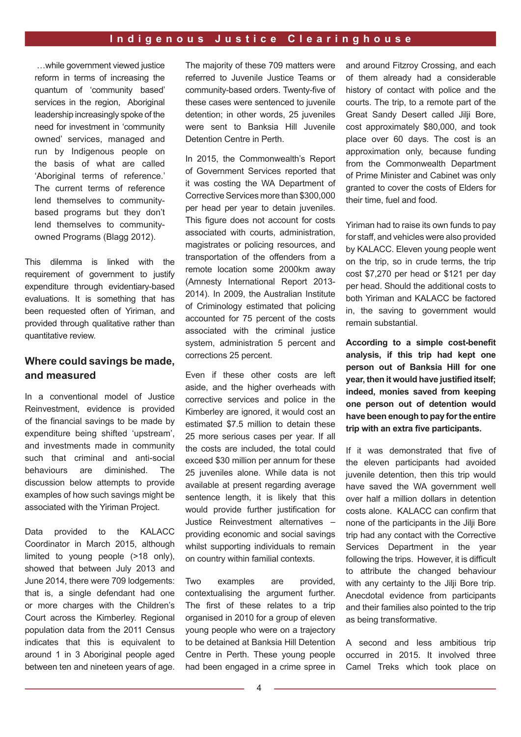…while government viewed justice reform in terms of increasing the quantum of 'community based' services in the region, Aboriginal leadership increasingly spoke of the need for investment in 'community owned' services, managed and run by Indigenous people on the basis of what are called 'Aboriginal terms of reference.' The current terms of reference lend themselves to community-based programs but they don't lend themselves to community-owned Programs (Blagg 2012).

This dilemma is linked with the requirement of government to justify expenditure through evidentiary-based evaluations. It is something that has been requested often of Yiriman, and provided through qualitative rather than quantitative review.

## Where could savings be made, and measured

In a conventional model of Justice Reinvestment, evidence is provided of the financial savings to be made by expenditure being shifted 'upstream', and investments made in community such that criminal and anti-social behaviours are diminished. The discussion below attempts to provide examples of how such savings might be associated with the Yiriman Project.

Data provided to the KALACC Coordinator in March 2015, although limited to young people (>18 only), showed that between July 2013 and June 2014, there were 709 lodgements: that is, a single defendant had one or more charges with the Children's Court across the Kimberley. Regional population data from the 2011 Census indicates that this is equivalent to around 1 in 3 Aboriginal people aged between ten and nineteen years of age.

The majority of these 709 matters were referred to Juvenile Justice Teams or community-based orders. Twenty-five of these cases were sentenced to juvenile detention; in other words, 25 juveniles were sent to Banksia Hill Juvenile Detention Centre in Perth.

In 2015, the Commonwealth's Report of Government Services reported that it was costing the WA Department of Corrective Services more than $300,000 per head per year to detain juveniles. This figure does not account for costs associated with courts, administration, magistrates or policing resources, and transportation of the offenders from a remote location some 2000km away (Amnesty International Report 2013-2014). In 2009, the Australian Institute of Criminology estimated that policing accounted for 75 percent of the costs associated with the criminal justice system, administration 5 percent and corrections 25 percent.

Even if these other costs are left aside, and the higher overheads with corrective services and police in the Kimberley are ignored, it would cost an estimated $7.5 million to detain these 25 more serious cases per year. If all the costs are included, the total could exceed $30 million per annum for these 25 juveniles alone. While data is not available at present regarding average sentence length, it is likely that this would provide further justification for Justice Reinvestment alternatives – providing economic and social savings whilst supporting individuals to remain on country within familial contexts.

Two examples are provided, contextualising the argument further. The first of these relates to a trip organised in 2010 for a group of eleven young people who were on a trajectory to be detained at Banksia Hill Detention Centre in Perth. These young people had been engaged in a crime spree in and around Fitzroy Crossing, and each of them already had a considerable history of contact with police and the courts. The trip, to a remote part of the Great Sandy Desert called Jilji Bore, cost approximately $80,000, and took place over 60 days. The cost is an approximation only, because funding from the Commonwealth Department of Prime Minister and Cabinet was only granted to cover the costs of Elders for their time, fuel and food.

Yiriman had to raise its own funds to pay for staff, and vehicles were also provided by KALACC. Eleven young people went on the trip, so in crude terms, the trip cost $7,270 per head or $121 per day per head. Should the additional costs to both Yiriman and KALACC be factored in, the saving to government would remain substantial.

**According to a simple cost-benefit analysis, if this trip had kept one person out of Banksia Hill for one year, then it would have justified itself; indeed, monies saved from keeping one person out of detention would have been enough to pay for the entire trip with an extra five participants.**

If it was demonstrated that five of the eleven participants had avoided juvenile detention, then this trip would have saved the WA government well over half a million dollars in detention costs alone. KALACC can confirm that none of the participants in the Jilji Bore trip had any contact with the Corrective Services Department in the year following the trips. However, it is difficult to attribute the changed behaviour with any certainty to the Jilji Bore trip. Anecdotal evidence from participants and their families also pointed to the trip as being transformative.

A second and less ambitious trip occurred in 2015. It involved three Camel Treks which took place on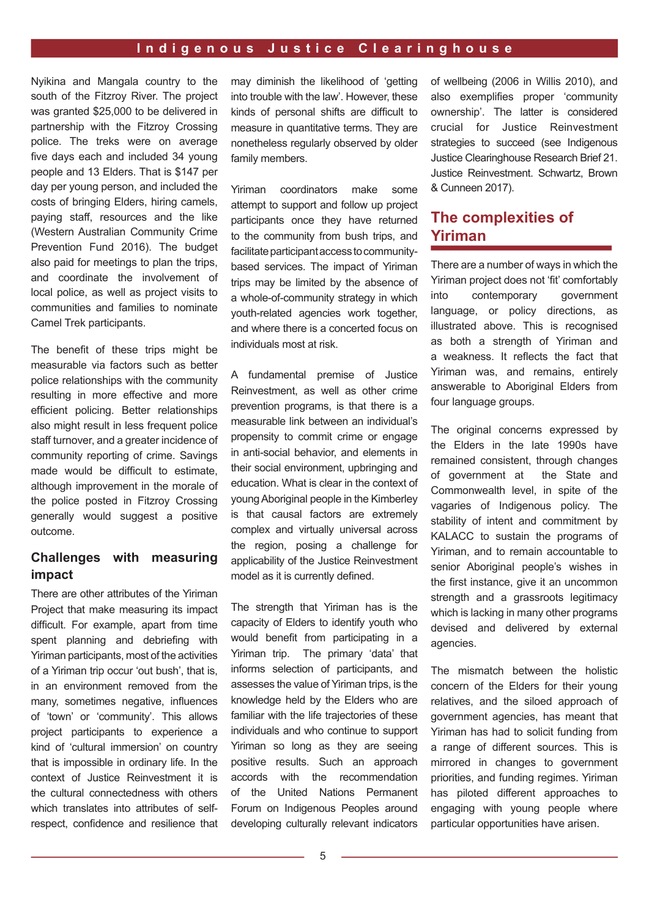Nyikina and Mangala country to the south of the Fitzroy River. The project was granted $25,000 to be delivered in partnership with the Fitzroy Crossing police. The treks were on average five days each and included 34 young people and 13 Elders. That is $147 per day per young person, and included the costs of bringing Elders, hiring camels, paying staff, resources and the like (Western Australian Community Crime Prevention Fund 2016). The budget also paid for meetings to plan the trips, and coordinate the involvement of local police, as well as project visits to communities and families to nominate Camel Trek participants.

The benefit of these trips might be measurable via factors such as better police relationships with the community resulting in more effective and more efficient policing. Better relationships also might result in less frequent police staff turnover, and a greater incidence of community reporting of crime. Savings made would be difficult to estimate, although improvement in the morale of the police posted in Fitzroy Crossing generally would suggest a positive outcome.

## Challenges with measuring impact

There are other attributes of the Yiriman Project that make measuring its impact difficult. For example, apart from time spent planning and debriefing with Yiriman participants, most of the activities of a Yiriman trip occur 'out bush', that is, in an environment removed from the many, sometimes negative, influences of 'town' or 'community'. This allows project participants to experience a kind of 'cultural immersion' on country that is impossible in ordinary life. In the context of Justice Reinvestment it is the cultural connectedness with others which translates into attributes of self-respect, confidence and resilience that may diminish the likelihood of 'getting into trouble with the law'. However, these kinds of personal shifts are difficult to measure in quantitative terms. They are nonetheless regularly observed by older family members.

Yiriman coordinators make some attempt to support and follow up project participants once they have returned to the community from bush trips, and facilitate participant access to community-based services. The impact of Yiriman trips may be limited by the absence of a whole-of-community strategy in which youth-related agencies work together, and where there is a concerted focus on individuals most at risk.

A fundamental premise of Justice Reinvestment, as well as other crime prevention programs, is that there is a measurable link between an individual's propensity to commit crime or engage in anti-social behavior, and elements in their social environment, upbringing and education. What is clear in the context of young Aboriginal people in the Kimberley is that causal factors are extremely complex and virtually universal across the region, posing a challenge for applicability of the Justice Reinvestment model as it is currently defined.

The strength that Yiriman has is the capacity of Elders to identify youth who would benefit from participating in a Yiriman trip. The primary 'data' that informs selection of participants, and assesses the value of Yiriman trips, is the knowledge held by the Elders who are familiar with the life trajectories of these individuals and who continue to support Yiriman so long as they are seeing positive results. Such an approach accords with the recommendation of the United Nations Permanent Forum on Indigenous Peoples around developing culturally relevant indicators of wellbeing (2006 in Willis 2010), and also exemplifies proper 'community ownership'. The latter is considered crucial for Justice Reinvestment strategies to succeed (see Indigenous Justice Clearinghouse Research Brief 21. Justice Reinvestment. Schwartz, Brown & Cunneen 2017).

## The complexities of Yiriman

There are a number of ways in which the Yiriman project does not 'fit' comfortably into contemporary government language, or policy directions, as illustrated above. This is recognised as both a strength of Yiriman and a weakness. It reflects the fact that Yiriman was, and remains, entirely answerable to Aboriginal Elders from four language groups.

The original concerns expressed by the Elders in the late 1990s have remained consistent, through changes of government at the State and Commonwealth level, in spite of the vagaries of Indigenous policy. The stability of intent and commitment by KALACC to sustain the programs of Yiriman, and to remain accountable to senior Aboriginal people's wishes in the first instance, give it an uncommon strength and a grassroots legitimacy which is lacking in many other programs devised and delivered by external agencies.

The mismatch between the holistic concern of the Elders for their young relatives, and the siloed approach of government agencies, has meant that Yiriman has had to solicit funding from a range of different sources. This is mirrored in changes to government priorities, and funding regimes. Yiriman has piloted different approaches to engaging with young people where particular opportunities have arisen.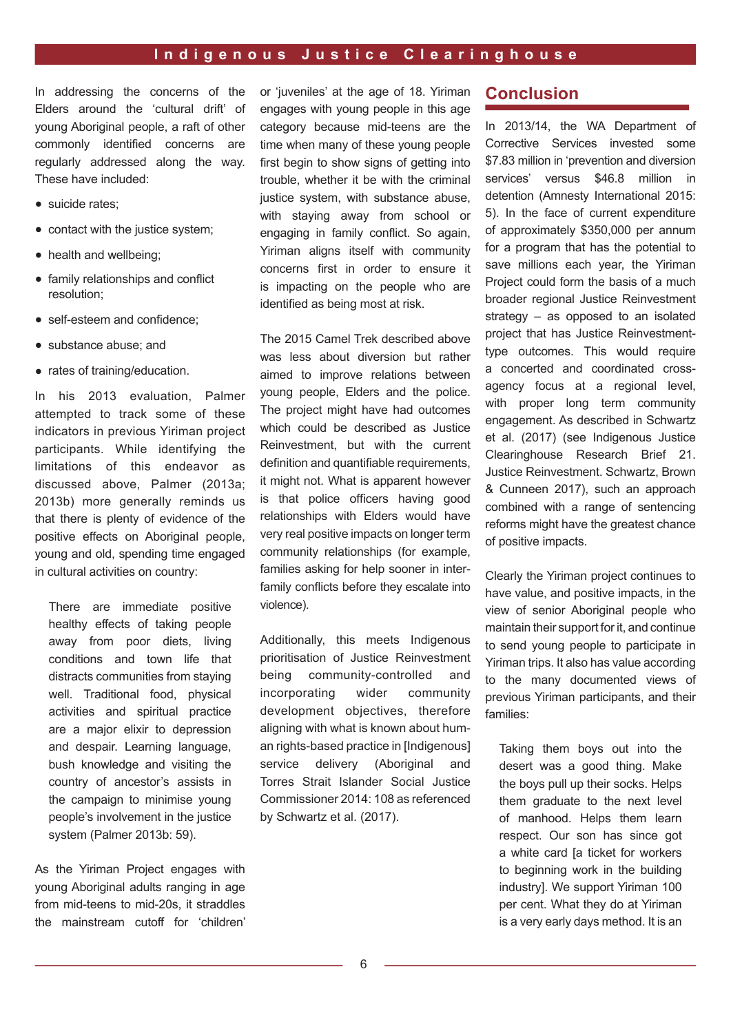In addressing the concerns of the Elders around the 'cultural drift' of young Aboriginal people, a raft of other commonly identified concerns are regularly addressed along the way. These have included:

- suicide rates;
- contact with the justice system;
- health and wellbeing;
- family relationships and conflict resolution;
- self-esteem and confidence;
- substance abuse; and
- rates of training/education.

In his 2013 evaluation, Palmer attempted to track some of these indicators in previous Yiriman project participants. While identifying the limitations of this endeavor as discussed above, Palmer (2013a; 2013b) more generally reminds us that there is plenty of evidence of the positive effects on Aboriginal people, young and old, spending time engaged in cultural activities on country:

> There are immediate positive healthy effects of taking people away from poor diets, living conditions and town life that distracts communities from staying well. Traditional food, physical activities and spiritual practice are a major elixir to depression and despair. Learning language, bush knowledge and visiting the country of ancestor's assists in the campaign to minimise young people's involvement in the justice system (Palmer 2013b: 59).

As the Yiriman Project engages with young Aboriginal adults ranging in age from mid-teens to mid-20s, it straddles the mainstream cutoff for 'children' or 'juveniles' at the age of 18. Yiriman engages with young people in this age category because mid-teens are the time when many of these young people first begin to show signs of getting into trouble, whether it be with the criminal justice system, with substance abuse, with staying away from school or engaging in family conflict. So again, Yiriman aligns itself with community concerns first in order to ensure it is impacting on the people who are identified as being most at risk.

The 2015 Camel Trek described above was less about diversion but rather aimed to improve relations between young people, Elders and the police. The project might have had outcomes which could be described as Justice Reinvestment, but with the current definition and quantifiable requirements, it might not. What is apparent however is that police officers having good relationships with Elders would have very real positive impacts on longer term community relationships (for example, families asking for help sooner in inter-family conflicts before they escalate into violence).

Additionally, this meets Indigenous prioritisation of Justice Reinvestment being community-controlled and incorporating wider community development objectives, therefore aligning with what is known about human rights-based practice in [Indigenous] service delivery (Aboriginal and Torres Strait Islander Social Justice Commissioner 2014: 108 as referenced by Schwartz et al. (2017).

## Conclusion

In 2013/14, the WA Department of Corrective Services invested some $7.83 million in 'prevention and diversion services' versus $46.8 million in detention (Amnesty International 2015: 5). In the face of current expenditure of approximately $350,000 per annum for a program that has the potential to save millions each year, the Yiriman Project could form the basis of a much broader regional Justice Reinvestment strategy – as opposed to an isolated project that has Justice Reinvestment-type outcomes. This would require a concerted and coordinated cross-agency focus at a regional level, with proper long term community engagement. As described in Schwartz et al. (2017) (see Indigenous Justice Clearinghouse Research Brief 21. Justice Reinvestment. Schwartz, Brown & Cunneen 2017), such an approach combined with a range of sentencing reforms might have the greatest chance of positive impacts.

Clearly the Yiriman project continues to have value, and positive impacts, in the view of senior Aboriginal people who maintain their support for it, and continue to send young people to participate in Yiriman trips. It also has value according to the many documented views of previous Yiriman participants, and their families:

> Taking them boys out into the desert was a good thing. Make the boys pull up their socks. Helps them graduate to the next level of manhood. Helps them learn respect. Our son has since got a white card [a ticket for workers to beginning work in the building industry]. We support Yiriman 100 per cent. What they do at Yiriman is a very early days method. It is an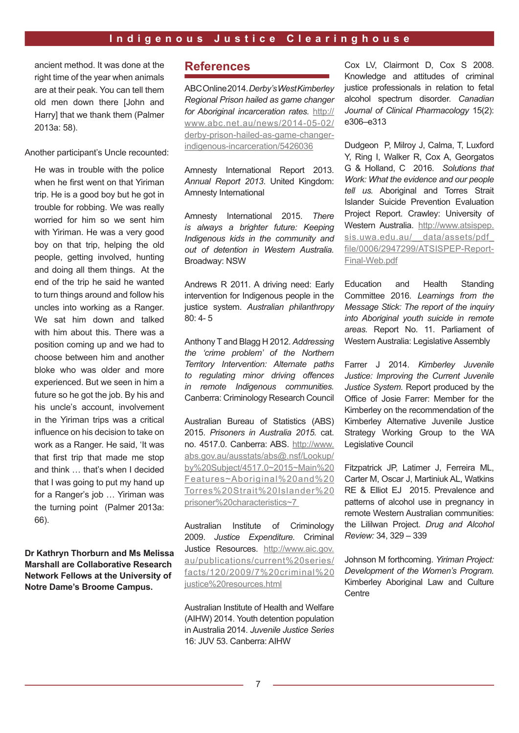ancient method. It was done at the right time of the year when animals are at their peak. You can tell them old men down there [John and Harry] that we thank them (Palmer 2013a: 58).

Another participant's Uncle recounted:

> He was in trouble with the police when he first went on that Yiriman trip. He is a good boy but he got in trouble for robbing. We was really worried for him so we sent him with Yiriman. He was a very good boy on that trip, helping the old people, getting involved, hunting and doing all them things. At the end of the trip he said he wanted to turn things around and follow his uncles into working as a Ranger. We sat him down and talked with him about this. There was a position coming up and we had to choose between him and another bloke who was older and more experienced. But we seen in him a future so he got the job. By his and his uncle's account, involvement in the Yiriman trips was a critical influence on his decision to take on work as a Ranger. He said, 'It was that first trip that made me stop and think … that's when I decided that I was going to put my hand up for a Ranger's job … Yiriman was the turning point (Palmer 2013a: 66).

**Dr Kathryn Thorburn and Ms Melissa Marshall are Collaborative Research Network Fellows at the University of Notre Dame's Broome Campus.**

## References

ABC Online 2014. *Derby's West Kimberley Regional Prison hailed as game changer for Aboriginal incarceration rates.* http://www.abc.net.au/news/2014-05-02/derby-prison-hailed-as-game-changer-indigenous-incarceration/5426036

Amnesty International Report 2013. *Annual Report 2013.* United Kingdom: Amnesty International

Amnesty International 2015. *There is always a brighter future: Keeping Indigenous kids in the community and out of detention in Western Australia.* Broadway: NSW

Andrews R 2011. A driving need: Early intervention for Indigenous people in the justice system. *Australian philanthropy* 80: 4- 5

Anthony T and Blagg H 2012. *Addressing the 'crime problem' of the Northern Territory Intervention: Alternate paths to regulating minor driving offences in remote Indigenous communities.* Canberra: Criminology Research Council

Australian Bureau of Statistics (ABS) 2015. *Prisoners in Australia 2015.* cat. no. 4517.0. Canberra: ABS. http://www.abs.gov.au/ausstats/abs@.nsf/Lookup/by%20Subject/4517.0~2015~Main%20Features~Aboriginal%20and%20Torres%20Strait%20Islander%20prisoner%20characteristics~7

Australian Institute of Criminology 2009. *Justice Expenditure.* Criminal Justice Resources. http://www.aic.gov.au/publications/current%20series/facts/120/2009/7%20criminal%20justice%20resources.html

Australian Institute of Health and Welfare (AIHW) 2014. Youth detention population in Australia 2014. *Juvenile Justice Series* 16: JUV 53. Canberra: AIHW

Cox LV, Clairmont D, Cox S 2008. Knowledge and attitudes of criminal justice professionals in relation to fetal alcohol spectrum disorder. *Canadian Journal of Clinical Pharmacology* 15(2): e306–e313

Dudgeon P, Milroy J, Calma, T, Luxford Y, Ring I, Walker R, Cox A, Georgatos G & Holland, C 2016. *Solutions that Work: What the evidence and our people tell us.* Aboriginal and Torres Strait Islander Suicide Prevention Evaluation Project Report. Crawley: University of Western Australia. http://www.atsispep.sis.uwa.edu.au/__data/assets/pdf_file/0006/2947299/ATSISPEP-Report-Final-Web.pdf

Education and Health Standing Committee 2016. *Learnings from the Message Stick: The report of the inquiry into Aboriginal youth suicide in remote areas.* Report No. 11. Parliament of Western Australia: Legislative Assembly

Farrer J 2014. *Kimberley Juvenile Justice: Improving the Current Juvenile Justice System.* Report produced by the Office of Josie Farrer: Member for the Kimberley on the recommendation of the Kimberley Alternative Juvenile Justice Strategy Working Group to the WA Legislative Council

Fitzpatrick JP, Latimer J, Ferreira ML, Carter M, Oscar J, Martiniuk AL, Watkins RE & Elliot EJ 2015. Prevalence and patterns of alcohol use in pregnancy in remote Western Australian communities: the Lililwan Project. *Drug and Alcohol Review:* 34, 329 – 339

Johnson M forthcoming. *Yiriman Project: Development of the Women's Program.* Kimberley Aboriginal Law and Culture Centre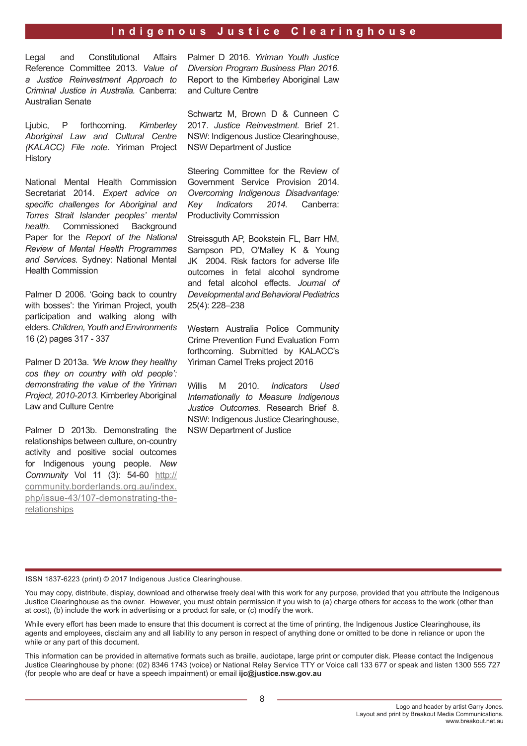Legal and Constitutional Affairs Reference Committee 2013. *Value of a Justice Reinvestment Approach to Criminal Justice in Australia.* Canberra: Australian Senate

Ljubic, P forthcoming. *Kimberley Aboriginal Law and Cultural Centre (KALACC) File note.* Yiriman Project History

National Mental Health Commission Secretariat 2014. *Expert advice on specific challenges for Aboriginal and Torres Strait Islander peoples' mental health.* Commissioned Background Paper for the *Report of the National Review of Mental Health Programmes and Services.* Sydney: National Mental Health Commission

Palmer D 2006. 'Going back to country with bosses': the Yiriman Project, youth participation and walking along with elders. *Children, Youth and Environments* 16 (2) pages 317 - 337

Palmer D 2013a. *'We know they healthy cos they on country with old people': demonstrating the value of the Yiriman Project, 2010-2013.* Kimberley Aboriginal Law and Culture Centre

Palmer D 2013b. Demonstrating the relationships between culture, on-country activity and positive social outcomes for Indigenous young people. *New Community* Vol 11 (3): 54-60 http://community.borderlands.org.au/index.php/issue-43/107-demonstrating-the-relationships

Palmer D 2016. *Yiriman Youth Justice Diversion Program Business Plan 2016.* Report to the Kimberley Aboriginal Law and Culture Centre

Schwartz M, Brown D & Cunneen C 2017. *Justice Reinvestment.* Brief 21. NSW: Indigenous Justice Clearinghouse, NSW Department of Justice

Steering Committee for the Review of Government Service Provision 2014. *Overcoming Indigenous Disadvantage: Key Indicators 2014.* Canberra: Productivity Commission

Streissguth AP, Bookstein FL, Barr HM, Sampson PD, O'Malley K & Young JK 2004. Risk factors for adverse life outcomes in fetal alcohol syndrome and fetal alcohol effects. *Journal of Developmental and Behavioral Pediatrics* 25(4): 228–238

Western Australia Police Community Crime Prevention Fund Evaluation Form forthcoming. Submitted by KALACC's Yiriman Camel Treks project 2016

Willis M 2010. *Indicators Used Internationally to Measure Indigenous Justice Outcomes.* Research Brief 8. NSW: Indigenous Justice Clearinghouse, NSW Department of Justice

---

ISSN 1837-6223 (print) © 2017 Indigenous Justice Clearinghouse.

You may copy, distribute, display, download and otherwise freely deal with this work for any purpose, provided that you attribute the Indigenous Justice Clearinghouse as the owner. However, you must obtain permission if you wish to (a) charge others for access to the work (other than at cost), (b) include the work in advertising or a product for sale, or (c) modify the work.

While every effort has been made to ensure that this document is correct at the time of printing, the Indigenous Justice Clearinghouse, its agents and employees, disclaim any and all liability to any person in respect of anything done or omitted to be done in reliance or upon the while or any part of this document.

This information can be provided in alternative formats such as braille, audiotape, large print or computer disk. Please contact the Indigenous Justice Clearinghouse by phone: (02) 8346 1743 (voice) or National Relay Service TTY or Voice call 133 677 or speak and listen 1300 555 727 (for people who are deaf or have a speech impairment) or email **ijc@justice.nsw.gov.au**

Logo and header by artist Garry Jones.
Layout and print by Breakout Media Communications.
www.breakout.net.au